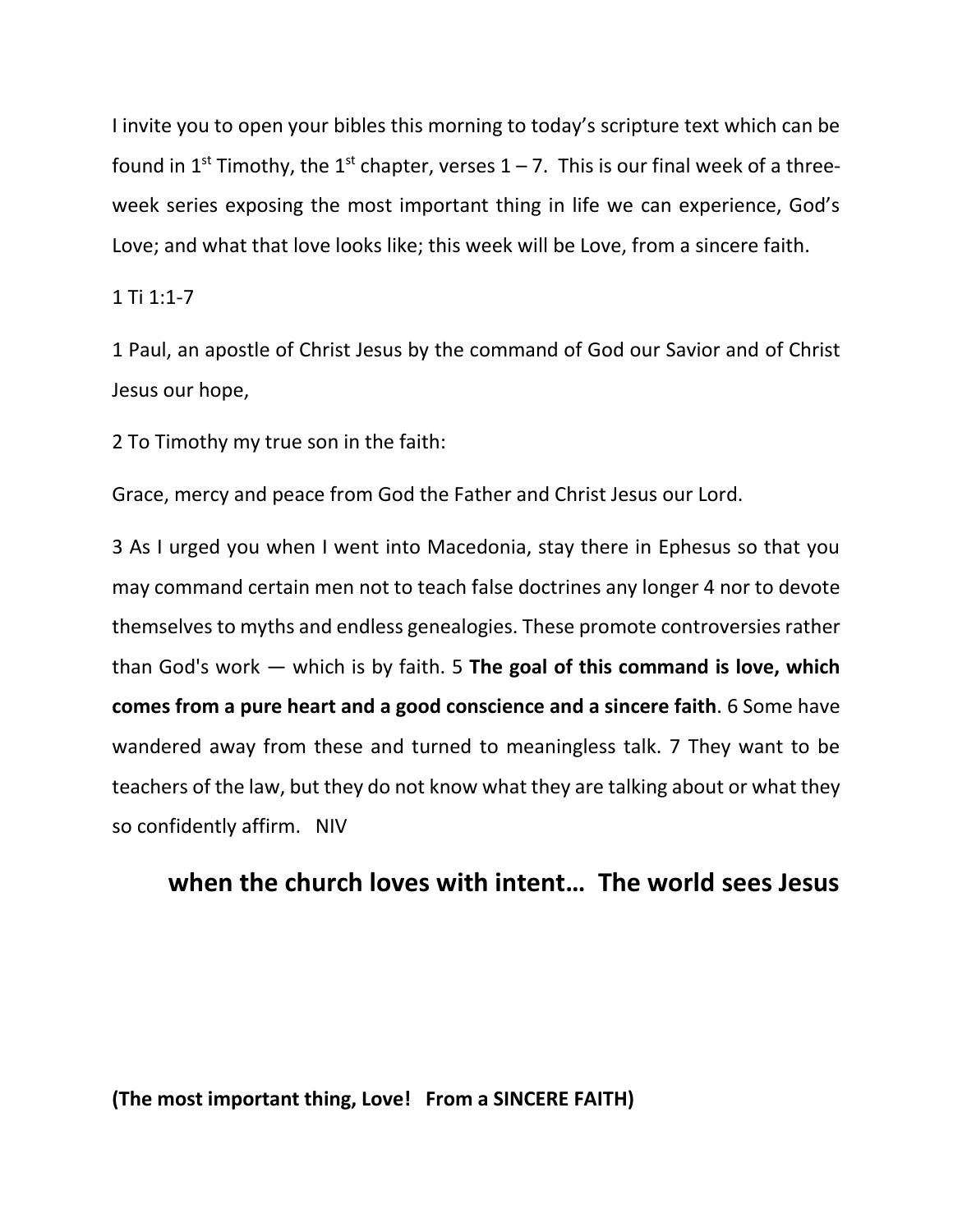I invite you to open your bibles this morning to today's scripture text which can be found in 1st Timothy, the 1st chapter, verses 1 – 7. This is our final week of a three-week series exposing the most important thing in life we can experience, God's Love; and what that love looks like; this week will be Love, from a sincere faith.

1 Ti 1:1-7

1 Paul, an apostle of Christ Jesus by the command of God our Savior and of Christ Jesus our hope,

2 To Timothy my true son in the faith:

Grace, mercy and peace from God the Father and Christ Jesus our Lord.

3 As I urged you when I went into Macedonia, stay there in Ephesus so that you may command certain men not to teach false doctrines any longer 4 nor to devote themselves to myths and endless genealogies. These promote controversies rather than God's work — which is by faith. 5 **The goal of this command is love, which comes from a pure heart and a good conscience and a sincere faith**. 6 Some have wandered away from these and turned to meaningless talk. 7 They want to be teachers of the law, but they do not know what they are talking about or what they so confidently affirm. NIV

## when the church loves with intent… The world sees Jesus

**(The most important thing, Love! From a SINCERE FAITH)**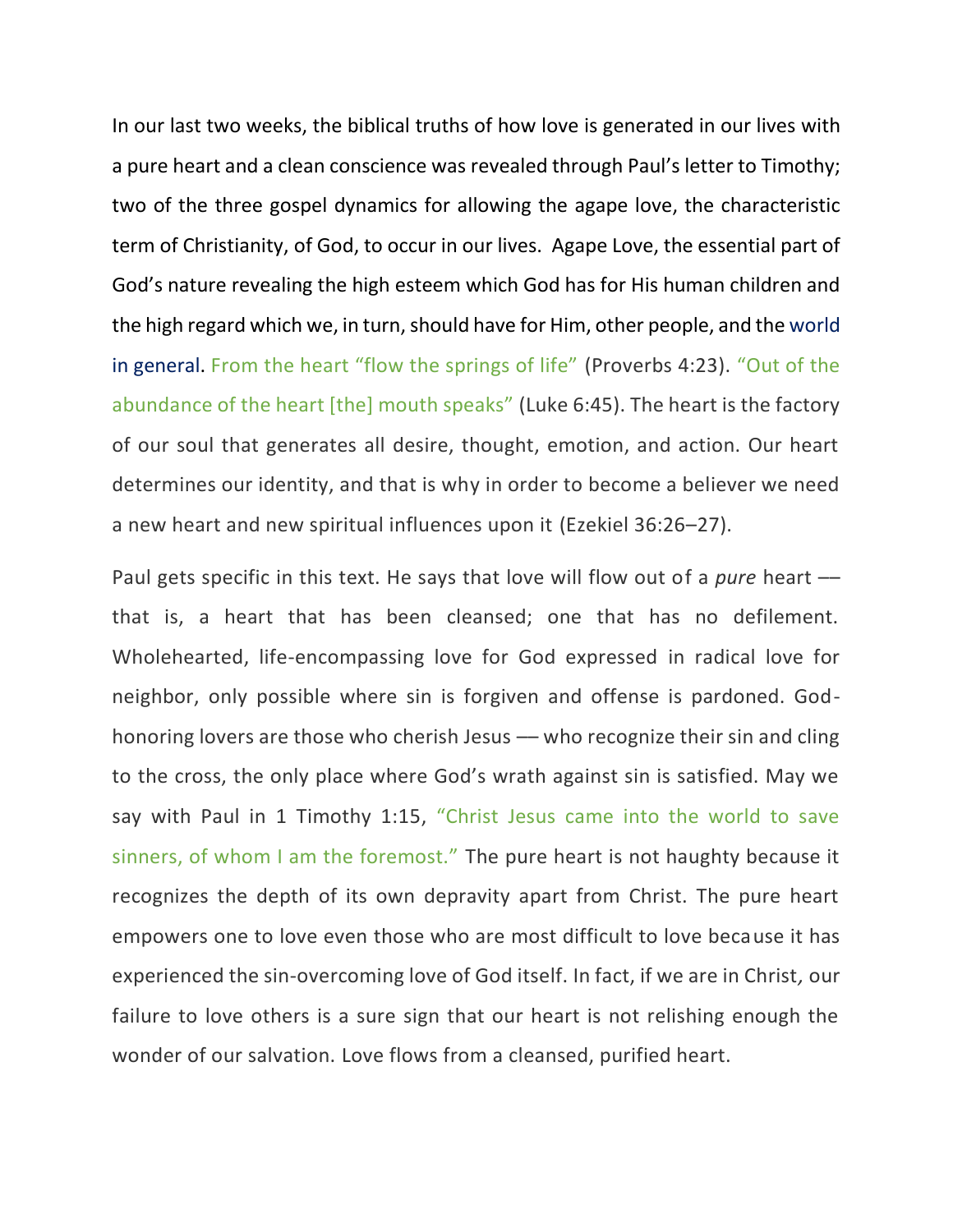In our last two weeks, the biblical truths of how love is generated in our lives with a pure heart and a clean conscience was revealed through Paul's letter to Timothy; two of the three gospel dynamics for allowing the agape love, the characteristic term of Christianity, of God, to occur in our lives. Agape Love, the essential part of God's nature revealing the high esteem which God has for His human children and the high regard which we, in turn, should have for Him, other people, and the world in general. From the heart "flow the springs of life" (Proverbs 4:23). "Out of the abundance of the heart [the] mouth speaks" (Luke 6:45). The heart is the factory of our soul that generates all desire, thought, emotion, and action. Our heart determines our identity, and that is why in order to become a believer we need a new heart and new spiritual influences upon it (Ezekiel 36:26–27).

Paul gets specific in this text. He says that love will flow out of a *pure* heart — that is, a heart that has been cleansed; one that has no defilement. Wholehearted, life-encompassing love for God expressed in radical love for neighbor, only possible where sin is forgiven and offense is pardoned. God-honoring lovers are those who cherish Jesus — who recognize their sin and cling to the cross, the only place where God's wrath against sin is satisfied. May we say with Paul in 1 Timothy 1:15, "Christ Jesus came into the world to save sinners, of whom I am the foremost." The pure heart is not haughty because it recognizes the depth of its own depravity apart from Christ. The pure heart empowers one to love even those who are most difficult to love because it has experienced the sin-overcoming love of God itself. In fact, if we are in Christ, our failure to love others is a sure sign that our heart is not relishing enough the wonder of our salvation. Love flows from a cleansed, purified heart.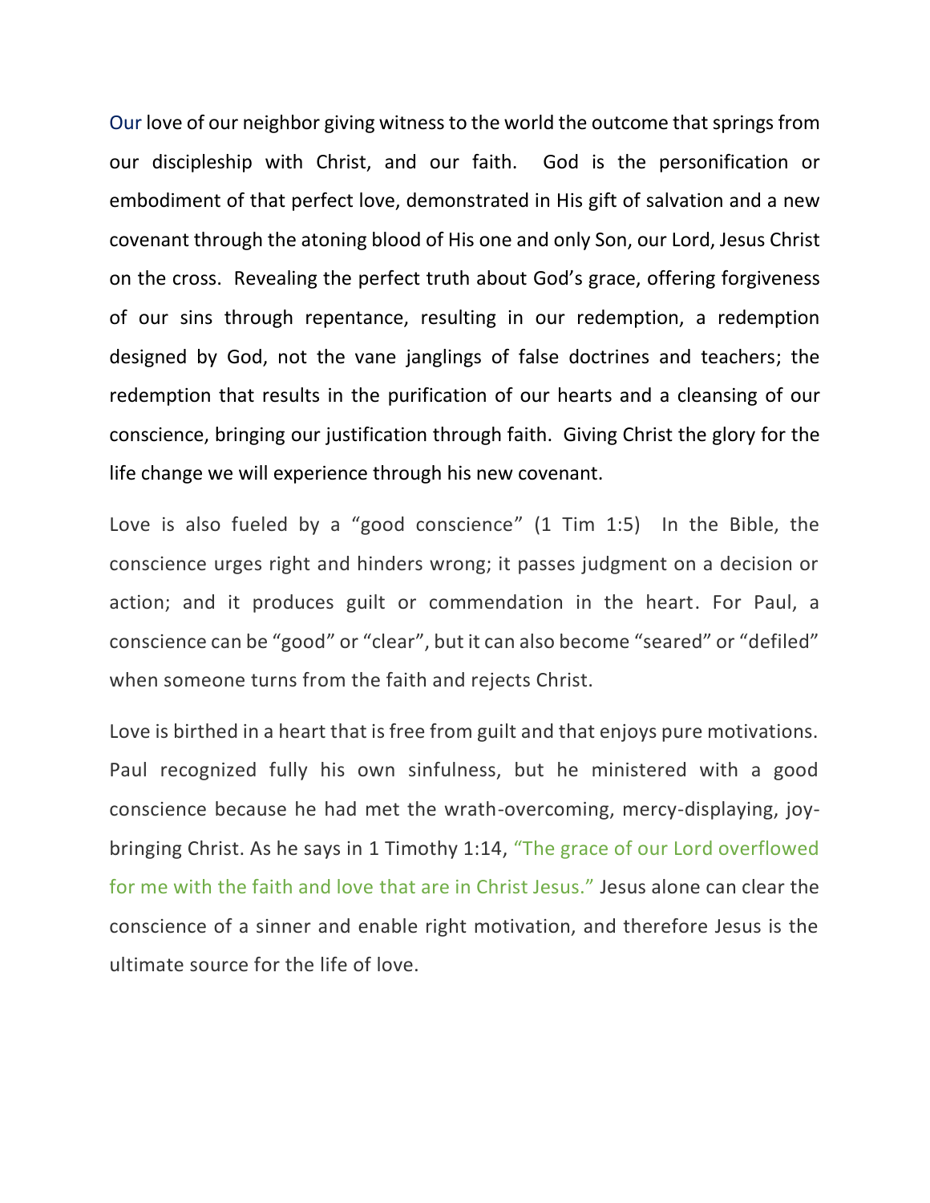Our love of our neighbor giving witness to the world the outcome that springs from our discipleship with Christ, and our faith. God is the personification or embodiment of that perfect love, demonstrated in His gift of salvation and a new covenant through the atoning blood of His one and only Son, our Lord, Jesus Christ on the cross. Revealing the perfect truth about God's grace, offering forgiveness of our sins through repentance, resulting in our redemption, a redemption designed by God, not the vane janglings of false doctrines and teachers; the redemption that results in the purification of our hearts and a cleansing of our conscience, bringing our justification through faith. Giving Christ the glory for the life change we will experience through his new covenant.

Love is also fueled by a "good conscience" (1 Tim 1:5) In the Bible, the conscience urges right and hinders wrong; it passes judgment on a decision or action; and it produces guilt or commendation in the heart. For Paul, a conscience can be "good" or "clear", but it can also become "seared" or "defiled" when someone turns from the faith and rejects Christ.

Love is birthed in a heart that is free from guilt and that enjoys pure motivations. Paul recognized fully his own sinfulness, but he ministered with a good conscience because he had met the wrath-overcoming, mercy-displaying, joy-bringing Christ. As he says in 1 Timothy 1:14, "The grace of our Lord overflowed for me with the faith and love that are in Christ Jesus." Jesus alone can clear the conscience of a sinner and enable right motivation, and therefore Jesus is the ultimate source for the life of love.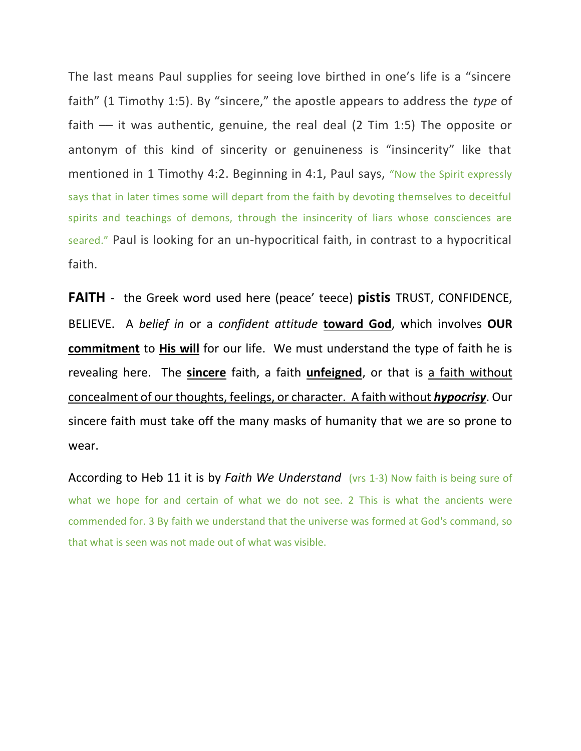The last means Paul supplies for seeing love birthed in one's life is a "sincere faith" (1 Timothy 1:5). By "sincere," the apostle appears to address the *type* of faith –– it was authentic, genuine, the real deal (2 Tim 1:5) The opposite or antonym of this kind of sincerity or genuineness is "insincerity" like that mentioned in 1 Timothy 4:2. Beginning in 4:1, Paul says, "Now the Spirit expressly says that in later times some will depart from the faith by devoting themselves to deceitful spirits and teachings of demons, through the insincerity of liars whose consciences are seared." Paul is looking for an un-hypocritical faith, in contrast to a hypocritical faith.

**FAITH** - the Greek word used here (peace' teece) **pistis** TRUST, CONFIDENCE, BELIEVE. A *belief in* or a *confident attitude* **toward God**, which involves **OUR commitment** to **His will** for our life. We must understand the type of faith he is revealing here. The **sincere** faith, a faith **unfeigned**, or that is a faith without concealment of our thoughts, feelings, or character. A faith without ***hypocrisy***. Our sincere faith must take off the many masks of humanity that we are so prone to wear.

According to Heb 11 it is by *Faith We Understand* (vrs 1-3) Now faith is being sure of what we hope for and certain of what we do not see. 2 This is what the ancients were commended for. 3 By faith we understand that the universe was formed at God's command, so that what is seen was not made out of what was visible.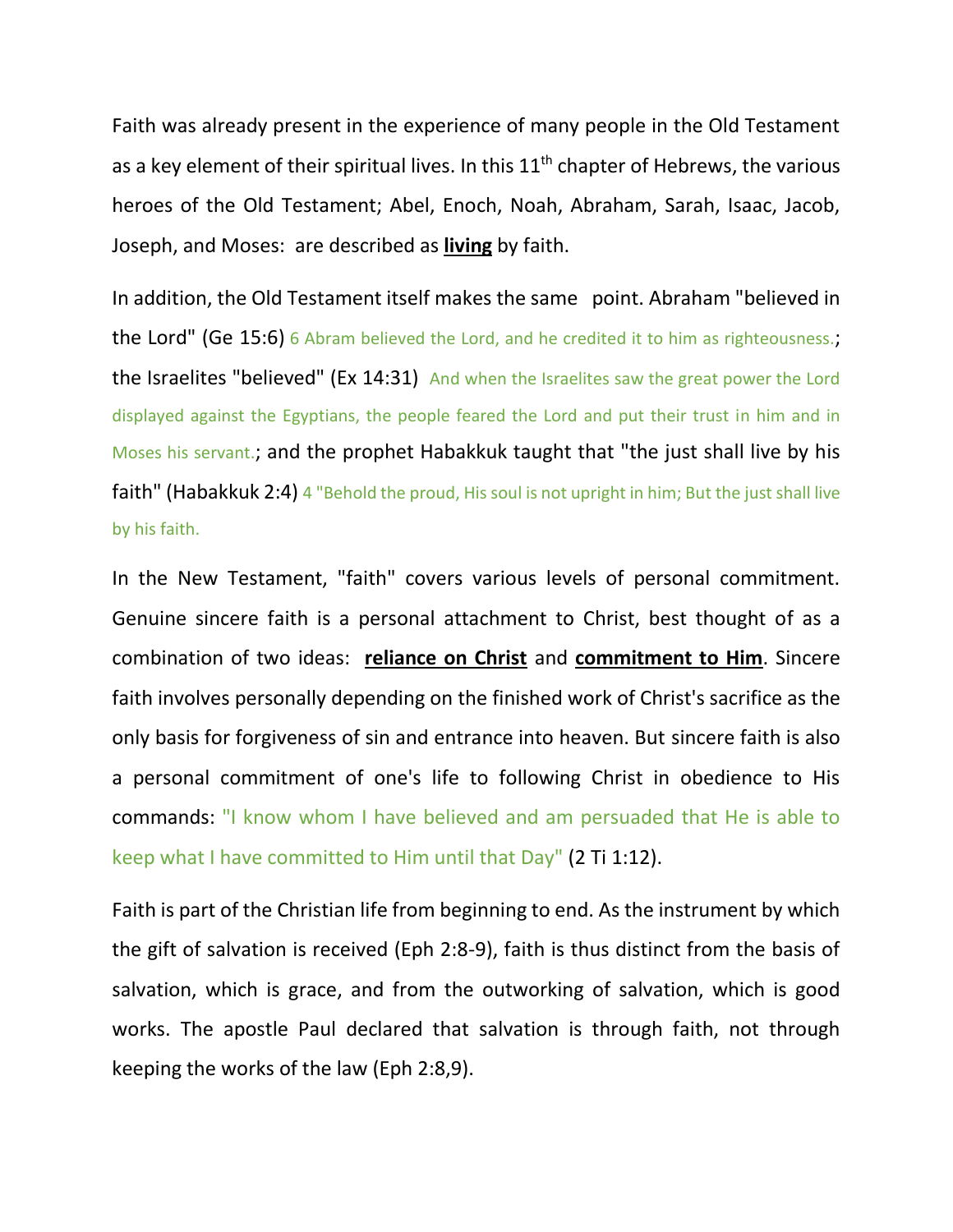Faith was already present in the experience of many people in the Old Testament as a key element of their spiritual lives. In this 11th chapter of Hebrews, the various heroes of the Old Testament; Abel, Enoch, Noah, Abraham, Sarah, Isaac, Jacob, Joseph, and Moses: are described as **living** by faith.

In addition, the Old Testament itself makes the same point. Abraham "believed in the Lord" (Ge 15:6) 6 Abram believed the Lord, and he credited it to him as righteousness.; the Israelites "believed" (Ex 14:31) And when the Israelites saw the great power the Lord displayed against the Egyptians, the people feared the Lord and put their trust in him and in Moses his servant.; and the prophet Habakkuk taught that "the just shall live by his faith" (Habakkuk 2:4) 4 "Behold the proud, His soul is not upright in him; But the just shall live by his faith.

In the New Testament, "faith" covers various levels of personal commitment. Genuine sincere faith is a personal attachment to Christ, best thought of as a combination of two ideas: **reliance on Christ** and **commitment to Him**. Sincere faith involves personally depending on the finished work of Christ's sacrifice as the only basis for forgiveness of sin and entrance into heaven. But sincere faith is also a personal commitment of one's life to following Christ in obedience to His commands: "I know whom I have believed and am persuaded that He is able to keep what I have committed to Him until that Day" (2 Ti 1:12).

Faith is part of the Christian life from beginning to end. As the instrument by which the gift of salvation is received (Eph 2:8-9), faith is thus distinct from the basis of salvation, which is grace, and from the outworking of salvation, which is good works. The apostle Paul declared that salvation is through faith, not through keeping the works of the law (Eph 2:8,9).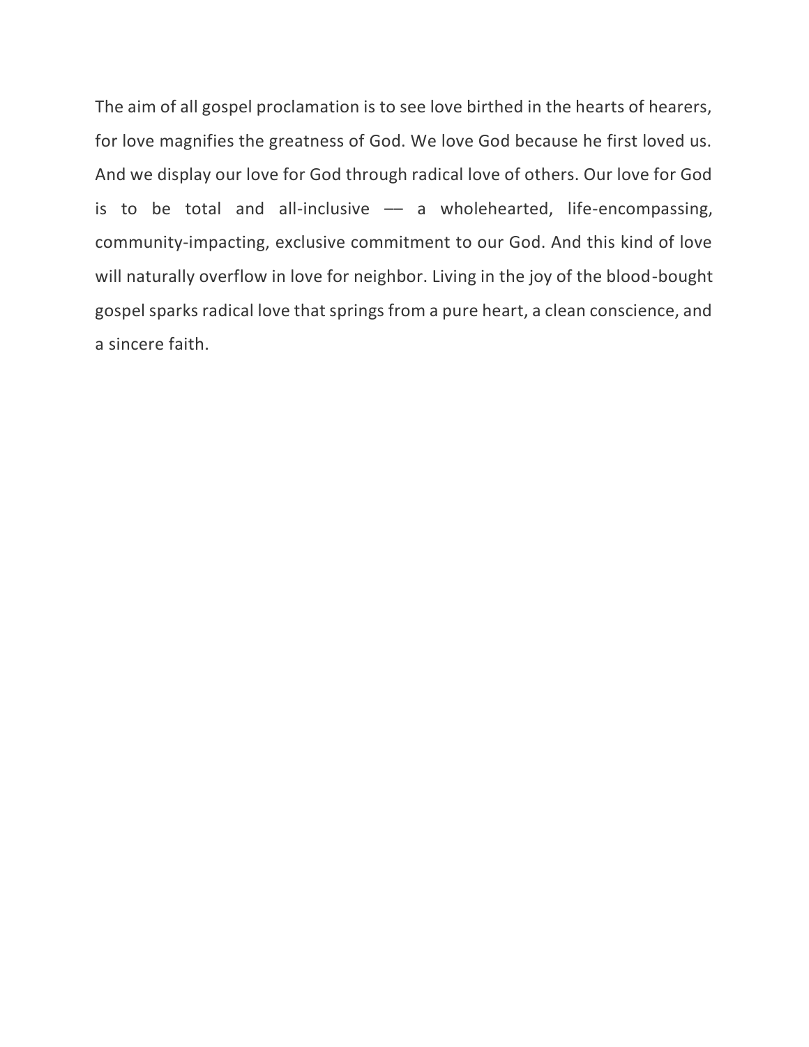The aim of all gospel proclamation is to see love birthed in the hearts of hearers, for love magnifies the greatness of God. We love God because he first loved us. And we display our love for God through radical love of others. Our love for God is to be total and all-inclusive —— a wholehearted, life-encompassing, community-impacting, exclusive commitment to our God. And this kind of love will naturally overflow in love for neighbor. Living in the joy of the blood-bought gospel sparks radical love that springs from a pure heart, a clean conscience, and a sincere faith.